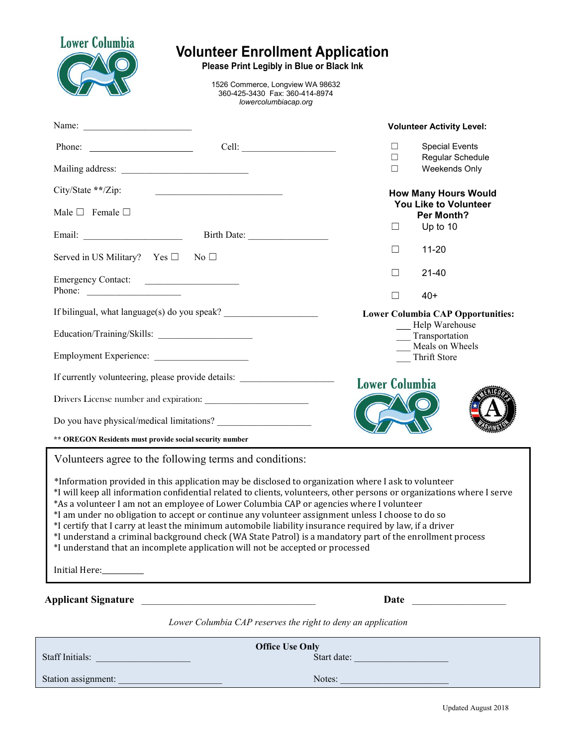Lower Columbia CAP

# Volunteer Enrollment Application

**Please Print Legibly in Blue or Black Ink**

1526 Commerce, Longview WA 98632
360-425-3430 Fax: 360-414-8974
*lowercolumbiacap.org*

Name: ______________________

Phone: ______________________ Cell: ____________________

Mailing address: __________________________

City/State **/Zip: __________________________

Male ☐ Female ☐

Email: ____________________ Birth Date: ________________

Served in US Military? Yes ☐ No ☐

Emergency Contact: ___________________
Phone: ___________________

If bilingual, what language(s) do you speak? ___________________

Education/Training/Skills: ___________________

Employment Experience: ___________________

If currently volunteering, please provide details: ___________________

Drivers License number and expiration: _____________________

Do you have physical/medical limitations? ___________________

**** OREGON Residents must provide social security number**

**Volunteer Activity Level:**

☐ Special Events
☐ Regular Schedule
☐ Weekends Only

**How Many Hours Would You Like to Volunteer Per Month?**

☐ Up to 10

☐ 11-20

☐ 21-40

☐ 40+

**Lower Columbia CAP Opportunities:**

___ Help Warehouse
___ Transportation
___ Meals on Wheels
___ Thrift Store

Volunteers agree to the following terms and conditions:

*Information provided in this application may be disclosed to organization where I ask to volunteer
*I will keep all information confidential related to clients, volunteers, other persons or organizations where I serve
*As a volunteer I am not an employee of Lower Columbia CAP or agencies where I volunteer
*I am under no obligation to accept or continue any volunteer assignment unless I choose to do so
*I certify that I carry at least the minimum automobile liability insurance required by law, if a driver
*I understand a criminal background check (WA State Patrol) is a mandatory part of the enrollment process
*I understand that an incomplete application will not be accepted or processed

Initial Here:________

**Applicant Signature** ________________________________ **Date** __________________

*Lower Columbia CAP reserves the right to deny an application*

**Office Use Only**

Staff Initials: ___________________ Start date: ___________________

Station assignment: ____________________ Notes: ____________________

Updated August 2018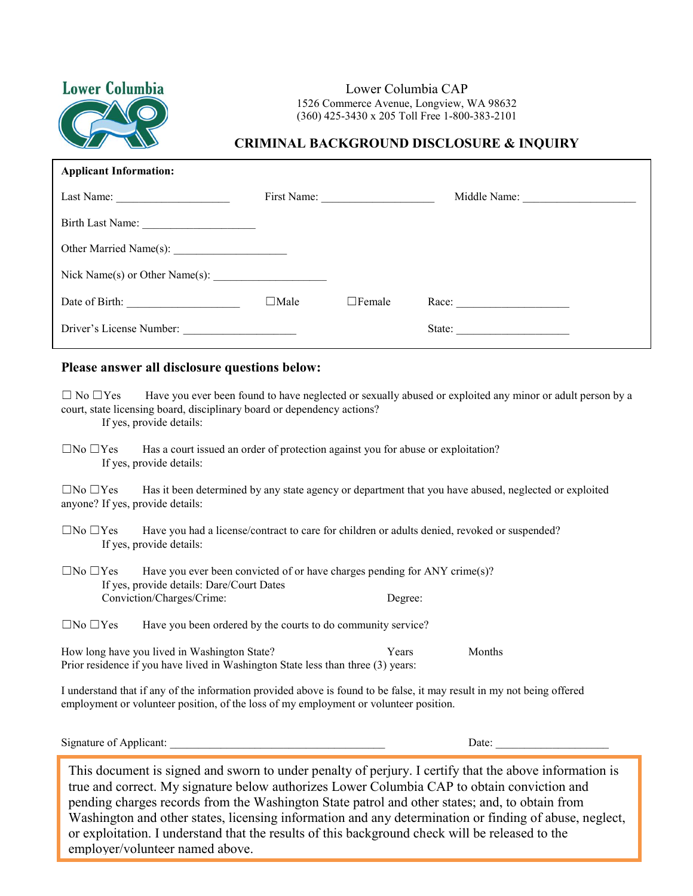Lower Columbia CAP
1526 Commerce Avenue, Longview, WA 98632
(360) 425-3430 x 205 Toll Free 1-800-383-2101

## CRIMINAL BACKGROUND DISCLOSURE & INQUIRY

**Applicant Information:**

Last Name: ____________________ First Name: ____________________ Middle Name: ____________________

Birth Last Name: ____________________

Other Married Name(s): ____________________

Nick Name(s) or Other Name(s): ____________________

Date of Birth: ____________________ ☐Male ☐Female Race: ____________________

Driver's License Number: ____________________ State: ____________________

### Please answer all disclosure questions below:

☐ No ☐Yes Have you ever been found to have neglected or sexually abused or exploited any minor or adult person by a court, state licensing board, disciplinary board or dependency actions?
If yes, provide details:

☐No ☐Yes Has a court issued an order of protection against you for abuse or exploitation?
If yes, provide details:

☐No ☐Yes Has it been determined by any state agency or department that you have abused, neglected or exploited anyone? If yes, provide details:

☐No ☐Yes Have you had a license/contract to care for children or adults denied, revoked or suspended?
If yes, provide details:

☐No ☐Yes Have you ever been convicted of or have charges pending for ANY crime(s)?
If yes, provide details: Dare/Court Dates
Conviction/Charges/Crime: Degree:

☐No ☐Yes Have you been ordered by the courts to do community service?

How long have you lived in Washington State? Years Months
Prior residence if you have lived in Washington State less than three (3) years:

I understand that if any of the information provided above is found to be false, it may result in my not being offered employment or volunteer position, of the loss of my employment or volunteer position.

Signature of Applicant: ______________________________________ Date: ____________________

This document is signed and sworn to under penalty of perjury. I certify that the above information is true and correct. My signature below authorizes Lower Columbia CAP to obtain conviction and pending charges records from the Washington State patrol and other states; and, to obtain from Washington and other states, licensing information and any determination or finding of abuse, neglect, or exploitation. I understand that the results of this background check will be released to the employer/volunteer named above.